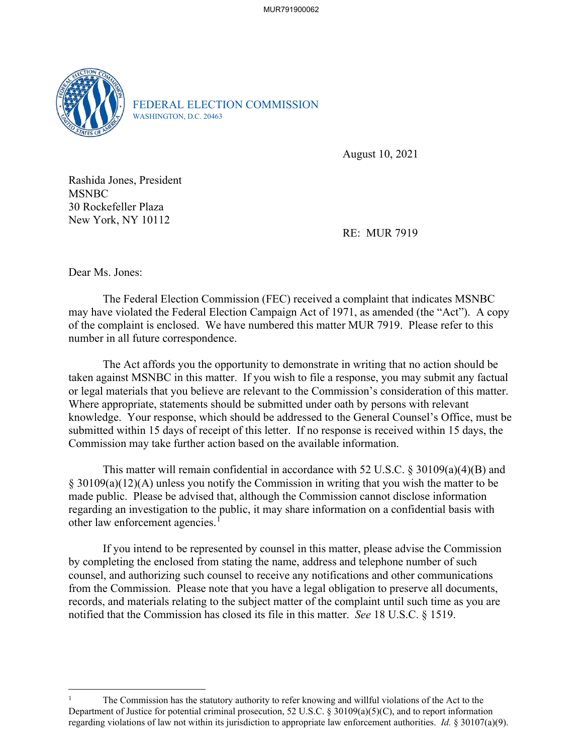FEDERAL ELECTION COMMISSION
WASHINGTON, D.C. 20463

August 10, 2021

Rashida Jones, President
MSNBC
30 Rockefeller Plaza
New York, NY 10112

RE: MUR 7919

Dear Ms. Jones:

The Federal Election Commission (FEC) received a complaint that indicates MSNBC may have violated the Federal Election Campaign Act of 1971, as amended (the "Act"). A copy of the complaint is enclosed. We have numbered this matter MUR 7919. Please refer to this number in all future correspondence.

The Act affords you the opportunity to demonstrate in writing that no action should be taken against MSNBC in this matter. If you wish to file a response, you may submit any factual or legal materials that you believe are relevant to the Commission's consideration of this matter. Where appropriate, statements should be submitted under oath by persons with relevant knowledge. Your response, which should be addressed to the General Counsel's Office, must be submitted within 15 days of receipt of this letter. If no response is received within 15 days, the Commission may take further action based on the available information.

This matter will remain confidential in accordance with 52 U.S.C. § 30109(a)(4)(B) and § 30109(a)(12)(A) unless you notify the Commission in writing that you wish the matter to be made public. Please be advised that, although the Commission cannot disclose information regarding an investigation to the public, it may share information on a confidential basis with other law enforcement agencies.[1]

If you intend to be represented by counsel in this matter, please advise the Commission by completing the enclosed from stating the name, address and telephone number of such counsel, and authorizing such counsel to receive any notifications and other communications from the Commission. Please note that you have a legal obligation to preserve all documents, records, and materials relating to the subject matter of the complaint until such time as you are notified that the Commission has closed its file in this matter. *See* 18 U.S.C. § 1519.

---

[1] The Commission has the statutory authority to refer knowing and willful violations of the Act to the Department of Justice for potential criminal prosecution, 52 U.S.C. § 30109(a)(5)(C), and to report information regarding violations of law not within its jurisdiction to appropriate law enforcement authorities. *Id.* § 30107(a)(9).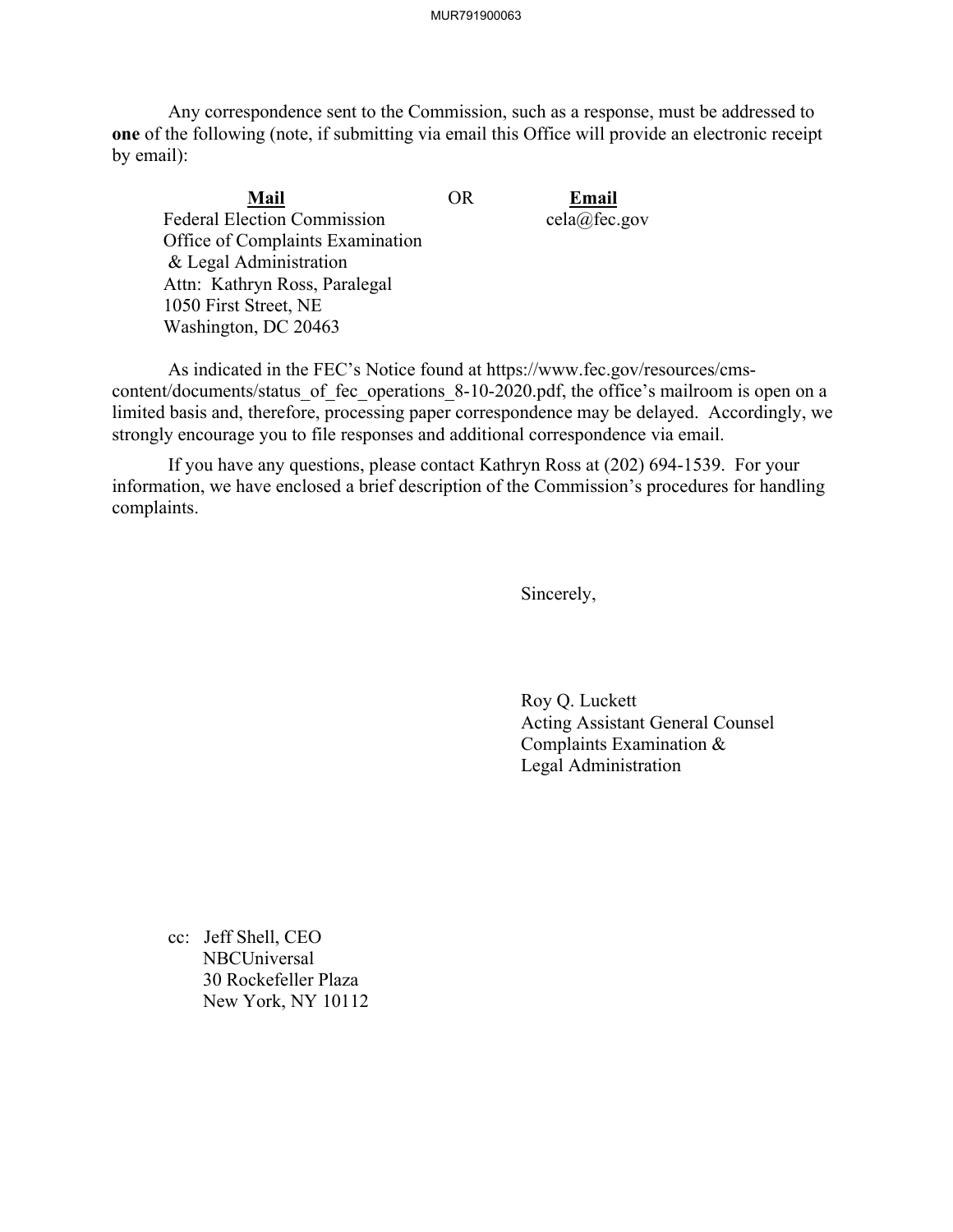Any correspondence sent to the Commission, such as a response, must be addressed to **one** of the following (note, if submitting via email this Office will provide an electronic receipt by email):

| **Mail** | OR | **Email** |
|---|---|---|
| Federal Election Commission<br>Office of Complaints Examination<br>& Legal Administration<br>Attn: Kathryn Ross, Paralegal<br>1050 First Street, NE<br>Washington, DC 20463 | | cela@fec.gov |

As indicated in the FEC's Notice found at https://www.fec.gov/resources/cms-content/documents/status_of_fec_operations_8-10-2020.pdf, the office's mailroom is open on a limited basis and, therefore, processing paper correspondence may be delayed. Accordingly, we strongly encourage you to file responses and additional correspondence via email.

If you have any questions, please contact Kathryn Ross at (202) 694-1539. For your information, we have enclosed a brief description of the Commission's procedures for handling complaints.

Sincerely,

Roy Q. Luckett
Acting Assistant General Counsel
Complaints Examination &
Legal Administration

cc: Jeff Shell, CEO
NBCUniversal
30 Rockefeller Plaza
New York, NY 10112